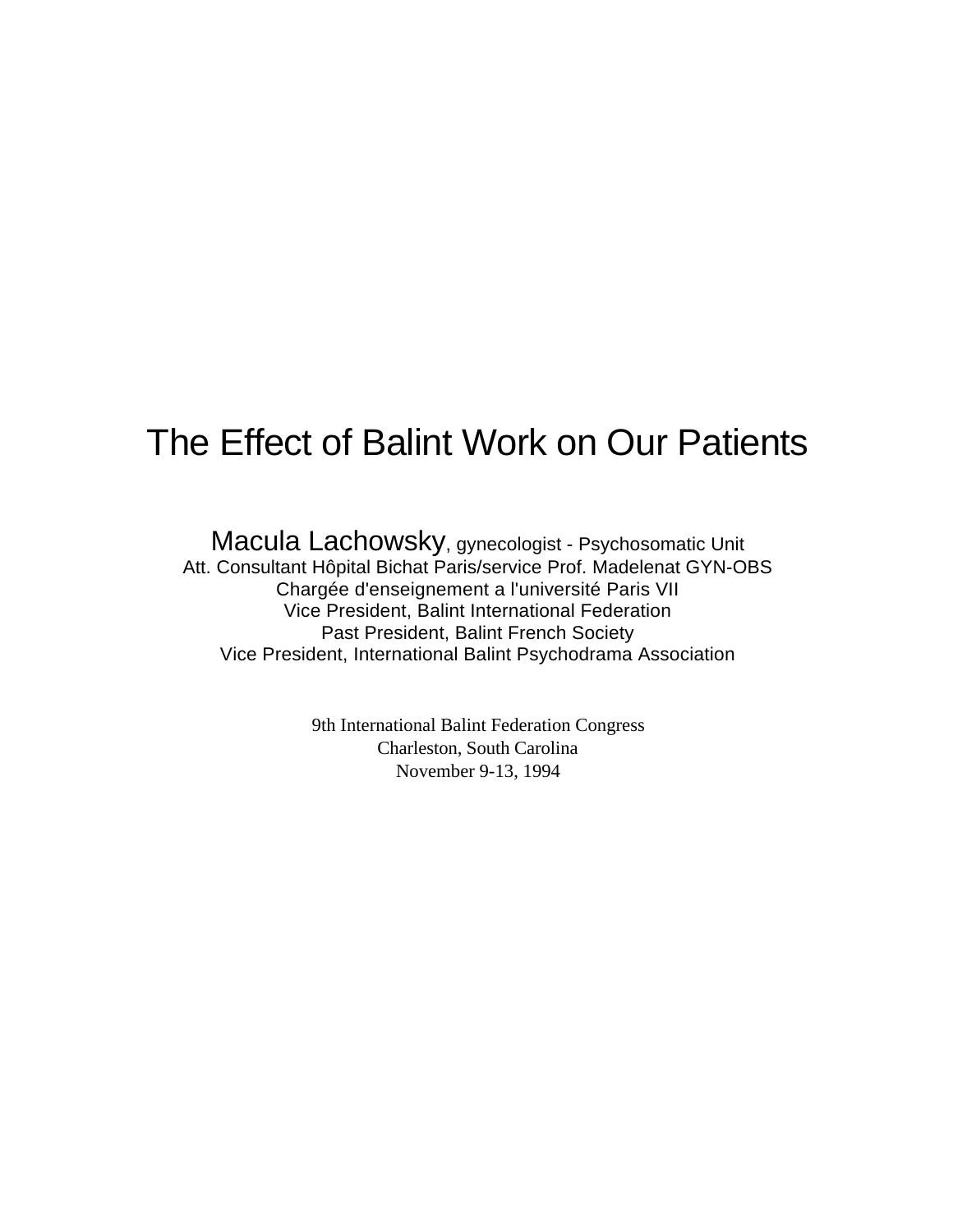# The Effect of Balint Work on Our Patients

Macula Lachowsky, gynecologist - Psychosomatic Unit
Att. Consultant Hôpital Bichat Paris/service Prof. Madelenat GYN-OBS
Chargée d'enseignement a l'université Paris VII
Vice President, Balint International Federation
Past President, Balint French Society
Vice President, International Balint Psychodrama Association

9th International Balint Federation Congress
Charleston, South Carolina
November 9-13, 1994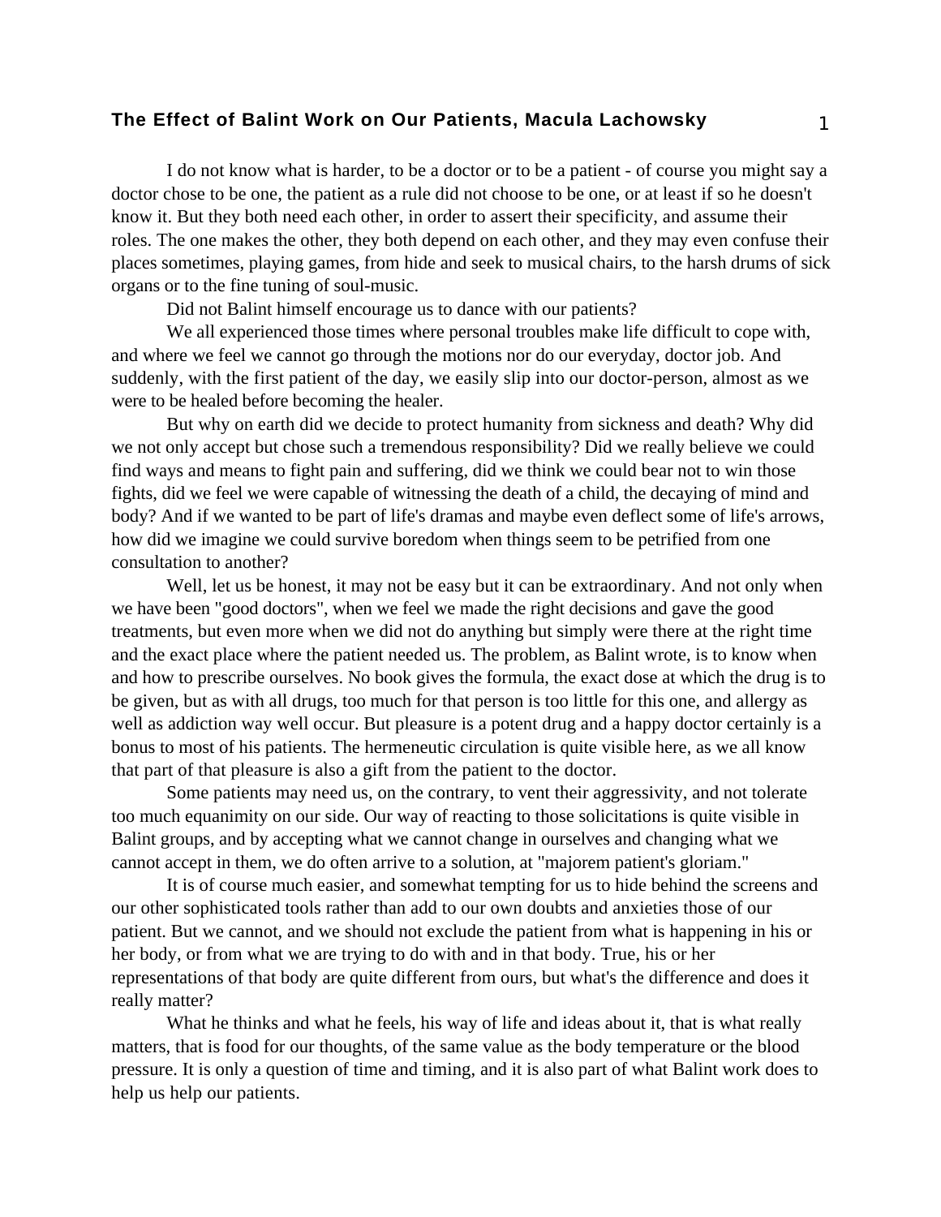I do not know what is harder, to be a doctor or to be a patient - of course you might say a doctor chose to be one, the patient as a rule did not choose to be one, or at least if so he doesn't know it. But they both need each other, in order to assert their specificity, and assume their roles. The one makes the other, they both depend on each other, and they may even confuse their places sometimes, playing games, from hide and seek to musical chairs, to the harsh drums of sick organs or to the fine tuning of soul-music.

Did not Balint himself encourage us to dance with our patients?

We all experienced those times where personal troubles make life difficult to cope with, and where we feel we cannot go through the motions nor do our everyday, doctor job. And suddenly, with the first patient of the day, we easily slip into our doctor-person, almost as we were to be healed before becoming the healer.

But why on earth did we decide to protect humanity from sickness and death? Why did we not only accept but chose such a tremendous responsibility? Did we really believe we could find ways and means to fight pain and suffering, did we think we could bear not to win those fights, did we feel we were capable of witnessing the death of a child, the decaying of mind and body? And if we wanted to be part of life's dramas and maybe even deflect some of life's arrows, how did we imagine we could survive boredom when things seem to be petrified from one consultation to another?

Well, let us be honest, it may not be easy but it can be extraordinary. And not only when we have been "good doctors", when we feel we made the right decisions and gave the good treatments, but even more when we did not do anything but simply were there at the right time and the exact place where the patient needed us. The problem, as Balint wrote, is to know when and how to prescribe ourselves. No book gives the formula, the exact dose at which the drug is to be given, but as with all drugs, too much for that person is too little for this one, and allergy as well as addiction way well occur. But pleasure is a potent drug and a happy doctor certainly is a bonus to most of his patients. The hermeneutic circulation is quite visible here, as we all know that part of that pleasure is also a gift from the patient to the doctor.

Some patients may need us, on the contrary, to vent their aggressivity, and not tolerate too much equanimity on our side. Our way of reacting to those solicitations is quite visible in Balint groups, and by accepting what we cannot change in ourselves and changing what we cannot accept in them, we do often arrive to a solution, at "majorem patient's gloriam."

It is of course much easier, and somewhat tempting for us to hide behind the screens and our other sophisticated tools rather than add to our own doubts and anxieties those of our patient. But we cannot, and we should not exclude the patient from what is happening in his or her body, or from what we are trying to do with and in that body. True, his or her representations of that body are quite different from ours, but what's the difference and does it really matter?

What he thinks and what he feels, his way of life and ideas about it, that is what really matters, that is food for our thoughts, of the same value as the body temperature or the blood pressure. It is only a question of time and timing, and it is also part of what Balint work does to help us help our patients.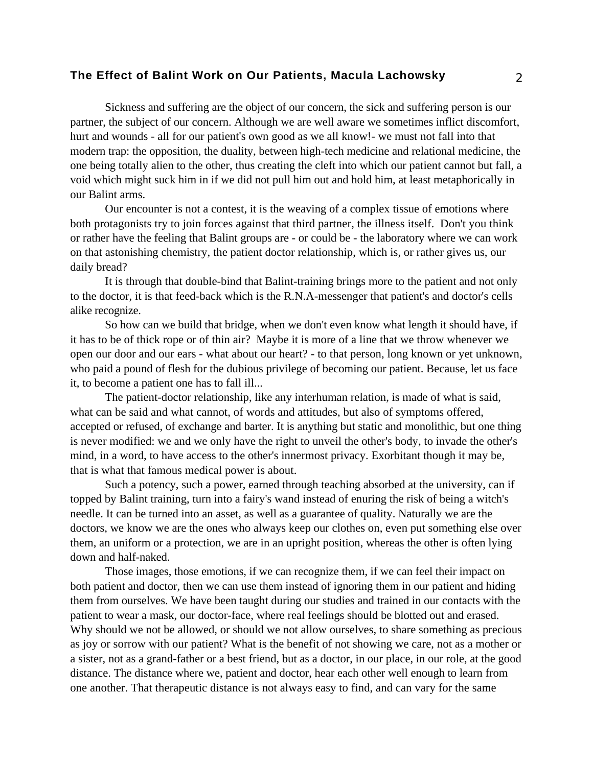Sickness and suffering are the object of our concern, the sick and suffering person is our partner, the subject of our concern. Although we are well aware we sometimes inflict discomfort, hurt and wounds - all for our patient's own good as we all know!- we must not fall into that modern trap: the opposition, the duality, between high-tech medicine and relational medicine, the one being totally alien to the other, thus creating the cleft into which our patient cannot but fall, a void which might suck him in if we did not pull him out and hold him, at least metaphorically in our Balint arms.

Our encounter is not a contest, it is the weaving of a complex tissue of emotions where both protagonists try to join forces against that third partner, the illness itself. Don't you think or rather have the feeling that Balint groups are - or could be - the laboratory where we can work on that astonishing chemistry, the patient doctor relationship, which is, or rather gives us, our daily bread?

It is through that double-bind that Balint-training brings more to the patient and not only to the doctor, it is that feed-back which is the R.N.A-messenger that patient's and doctor's cells alike recognize.

So how can we build that bridge, when we don't even know what length it should have, if it has to be of thick rope or of thin air? Maybe it is more of a line that we throw whenever we open our door and our ears - what about our heart? - to that person, long known or yet unknown, who paid a pound of flesh for the dubious privilege of becoming our patient. Because, let us face it, to become a patient one has to fall ill...

The patient-doctor relationship, like any interhuman relation, is made of what is said, what can be said and what cannot, of words and attitudes, but also of symptoms offered, accepted or refused, of exchange and barter. It is anything but static and monolithic, but one thing is never modified: we and we only have the right to unveil the other's body, to invade the other's mind, in a word, to have access to the other's innermost privacy. Exorbitant though it may be, that is what that famous medical power is about.

Such a potency, such a power, earned through teaching absorbed at the university, can if topped by Balint training, turn into a fairy's wand instead of enuring the risk of being a witch's needle. It can be turned into an asset, as well as a guarantee of quality. Naturally we are the doctors, we know we are the ones who always keep our clothes on, even put something else over them, an uniform or a protection, we are in an upright position, whereas the other is often lying down and half-naked.

Those images, those emotions, if we can recognize them, if we can feel their impact on both patient and doctor, then we can use them instead of ignoring them in our patient and hiding them from ourselves. We have been taught during our studies and trained in our contacts with the patient to wear a mask, our doctor-face, where real feelings should be blotted out and erased. Why should we not be allowed, or should we not allow ourselves, to share something as precious as joy or sorrow with our patient? What is the benefit of not showing we care, not as a mother or a sister, not as a grand-father or a best friend, but as a doctor, in our place, in our role, at the good distance. The distance where we, patient and doctor, hear each other well enough to learn from one another. That therapeutic distance is not always easy to find, and can vary for the same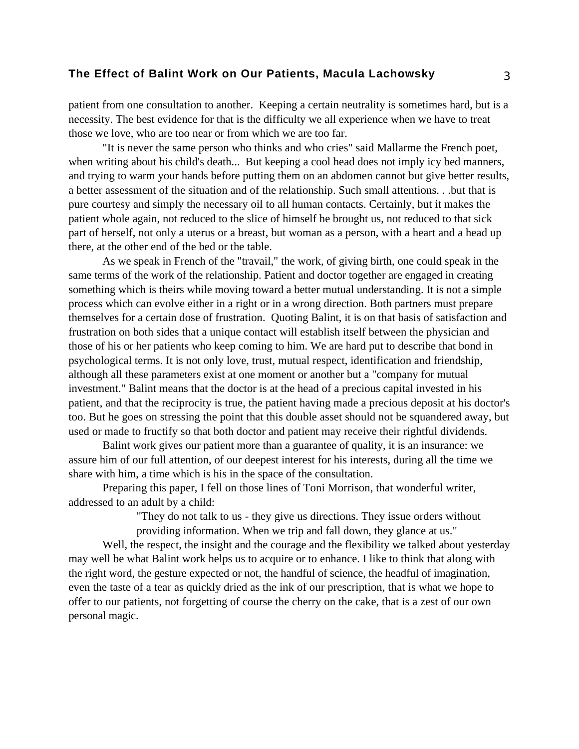patient from one consultation to another. Keeping a certain neutrality is sometimes hard, but is a necessity. The best evidence for that is the difficulty we all experience when we have to treat those we love, who are too near or from which we are too far.

"It is never the same person who thinks and who cries" said Mallarme the French poet, when writing about his child's death... But keeping a cool head does not imply icy bed manners, and trying to warm your hands before putting them on an abdomen cannot but give better results, a better assessment of the situation and of the relationship. Such small attentions. . .but that is pure courtesy and simply the necessary oil to all human contacts. Certainly, but it makes the patient whole again, not reduced to the slice of himself he brought us, not reduced to that sick part of herself, not only a uterus or a breast, but woman as a person, with a heart and a head up there, at the other end of the bed or the table.

As we speak in French of the "travail," the work, of giving birth, one could speak in the same terms of the work of the relationship. Patient and doctor together are engaged in creating something which is theirs while moving toward a better mutual understanding. It is not a simple process which can evolve either in a right or in a wrong direction. Both partners must prepare themselves for a certain dose of frustration. Quoting Balint, it is on that basis of satisfaction and frustration on both sides that a unique contact will establish itself between the physician and those of his or her patients who keep coming to him. We are hard put to describe that bond in psychological terms. It is not only love, trust, mutual respect, identification and friendship, although all these parameters exist at one moment or another but a "company for mutual investment." Balint means that the doctor is at the head of a precious capital invested in his patient, and that the reciprocity is true, the patient having made a precious deposit at his doctor's too. But he goes on stressing the point that this double asset should not be squandered away, but used or made to fructify so that both doctor and patient may receive their rightful dividends.

Balint work gives our patient more than a guarantee of quality, it is an insurance: we assure him of our full attention, of our deepest interest for his interests, during all the time we share with him, a time which is his in the space of the consultation.

Preparing this paper, I fell on those lines of Toni Morrison, that wonderful writer, addressed to an adult by a child:

> "They do not talk to us - they give us directions. They issue orders without providing information. When we trip and fall down, they glance at us."

Well, the respect, the insight and the courage and the flexibility we talked about yesterday may well be what Balint work helps us to acquire or to enhance. I like to think that along with the right word, the gesture expected or not, the handful of science, the headful of imagination, even the taste of a tear as quickly dried as the ink of our prescription, that is what we hope to offer to our patients, not forgetting of course the cherry on the cake, that is a zest of our own personal magic.